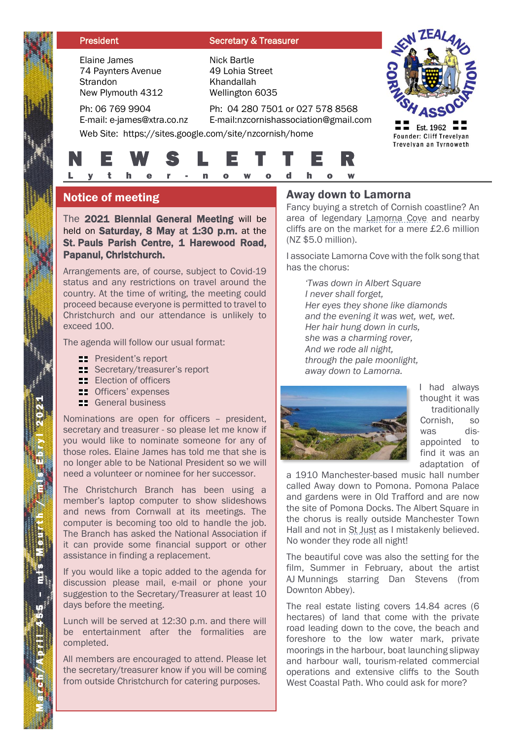| President | Secretary & Treasurer |
|---|---|
| Elaine James<br>74 Paynters Avenue<br>Strandon<br>New Plymouth 4312 | Nick Bartle<br>49 Lohia Street<br>Khandallah<br>Wellington 6035 |
| Ph: 06 769 9904<br>E-mail: e-james@xtra.co.nz | Ph: 04 280 7501 or 027 578 8568<br>E-mail:nzcornishassociation@gmail.com |

Web Site: https://sites.google.com/site/nzcornish/home

NEW ZEALAND CORNISH ASSOCIATION

Est. 1962

Founder: Cliff Trevelyan
Trevelyan an Tyrnoweth

# NEWSLETTER

Lyther-nowodhow

March/April 455 - mis Meurth / mis Ebryl 2021

## Notice of meeting

The **2021 Biennial General Meeting** will be held on **Saturday, 8 May at 1:30 p.m.** at the **St. Pauls Parish Centre, 1 Harewood Road, Papanui, Christchurch.**

Arrangements are, of course, subject to Covid-19 status and any restrictions on travel around the country. At the time of writing, the meeting could proceed because everyone is permitted to travel to Christchurch and our attendance is unlikely to exceed 100.

The agenda will follow our usual format:

- President's report
- Secretary/treasurer's report
- Election of officers
- Officers' expenses
- General business

Nominations are open for officers – president, secretary and treasurer - so please let me know if you would like to nominate someone for any of those roles. Elaine James has told me that she is no longer able to be National President so we will need a volunteer or nominee for her successor.

The Christchurch Branch has been using a member's laptop computer to show slideshows and news from Cornwall at its meetings. The computer is becoming too old to handle the job. The Branch has asked the National Association if it can provide some financial support or other assistance in finding a replacement.

If you would like a topic added to the agenda for discussion please mail, e-mail or phone your suggestion to the Secretary/Treasurer at least 10 days before the meeting.

Lunch will be served at 12:30 p.m. and there will be entertainment after the formalities are completed.

All members are encouraged to attend. Please let the secretary/treasurer know if you will be coming from outside Christchurch for catering purposes.

## Away down to Lamorna

Fancy buying a stretch of Cornish coastline? An area of legendary Lamorna Cove and nearby cliffs are on the market for a mere £2.6 million (NZ $5.0 million).

I associate Lamorna Cove with the folk song that has the chorus:

*'Twas down in Albert Square*
*I never shall forget,*
*Her eyes they shone like diamonds*
*and the evening it was wet, wet, wet.*
*Her hair hung down in curls,*
*she was a charming rover,*
*And we rode all night,*
*through the pale moonlight,*
*away down to Lamorna.*

I had always thought it was traditionally Cornish, so was disappointed to find it was an adaptation of a 1910 Manchester-based music hall number called Away down to Pomona. Pomona Palace and gardens were in Old Trafford and are now the site of Pomona Docks. The Albert Square in the chorus is really outside Manchester Town Hall and not in St Just as I mistakenly believed. No wonder they rode all night!

The beautiful cove was also the setting for the film, Summer in February, about the artist AJ Munnings starring Dan Stevens (from Downton Abbey).

The real estate listing covers 14.84 acres (6 hectares) of land that come with the private road leading down to the cove, the beach and foreshore to the low water mark, private moorings in the harbour, boat launching slipway and harbour wall, tourism-related commercial operations and extensive cliffs to the South West Coastal Path. Who could ask for more?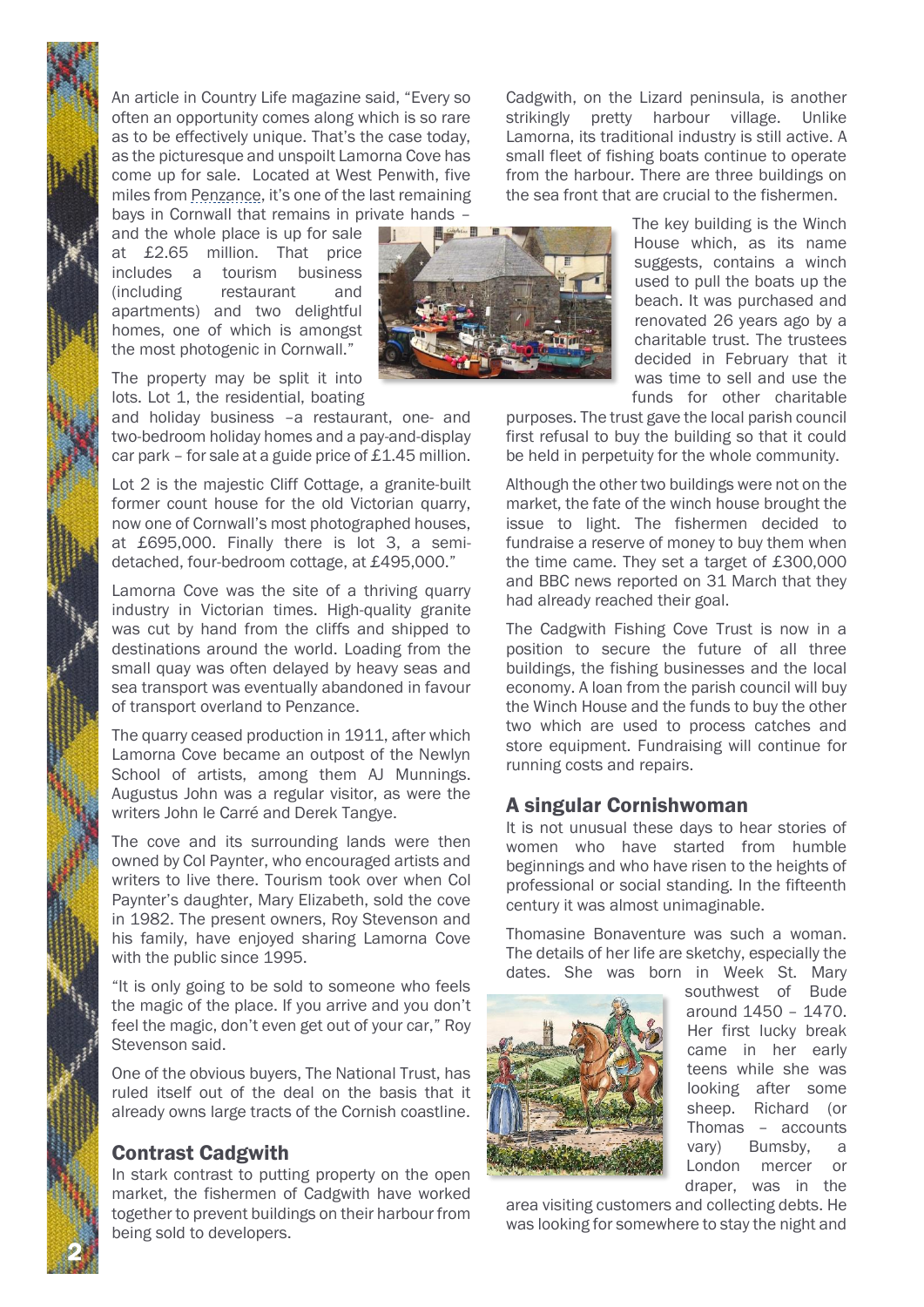An article in Country Life magazine said, "Every so often an opportunity comes along which is so rare as to be effectively unique. That's the case today, as the picturesque and unspoilt Lamorna Cove has come up for sale. Located at West Penwith, five miles from Penzance, it's one of the last remaining bays in Cornwall that remains in private hands – and the whole place is up for sale at £2.65 million. That price includes a tourism business (including restaurant and apartments) and two delightful homes, one of which is amongst the most photogenic in Cornwall."

The property may be split it into lots. Lot 1, the residential, boating and holiday business –a restaurant, one- and two-bedroom holiday homes and a pay-and-display car park – for sale at a guide price of £1.45 million.

Lot 2 is the majestic Cliff Cottage, a granite-built former count house for the old Victorian quarry, now one of Cornwall's most photographed houses, at £695,000. Finally there is lot 3, a semi-detached, four-bedroom cottage, at £495,000."

Lamorna Cove was the site of a thriving quarry industry in Victorian times. High-quality granite was cut by hand from the cliffs and shipped to destinations around the world. Loading from the small quay was often delayed by heavy seas and sea transport was eventually abandoned in favour of transport overland to Penzance.

The quarry ceased production in 1911, after which Lamorna Cove became an outpost of the Newlyn School of artists, among them AJ Munnings. Augustus John was a regular visitor, as were the writers John le Carré and Derek Tangye.

The cove and its surrounding lands were then owned by Col Paynter, who encouraged artists and writers to live there. Tourism took over when Col Paynter's daughter, Mary Elizabeth, sold the cove in 1982. The present owners, Roy Stevenson and his family, have enjoyed sharing Lamorna Cove with the public since 1995.

"It is only going to be sold to someone who feels the magic of the place. If you arrive and you don't feel the magic, don't even get out of your car," Roy Stevenson said.

One of the obvious buyers, The National Trust, has ruled itself out of the deal on the basis that it already owns large tracts of the Cornish coastline.

## Contrast Cadgwith

In stark contrast to putting property on the open market, the fishermen of Cadgwith have worked together to prevent buildings on their harbour from being sold to developers.

Cadgwith, on the Lizard peninsula, is another strikingly pretty harbour village. Unlike Lamorna, its traditional industry is still active. A small fleet of fishing boats continue to operate from the harbour. There are three buildings on the sea front that are crucial to the fishermen.

The key building is the Winch House which, as its name suggests, contains a winch used to pull the boats up the beach. It was purchased and renovated 26 years ago by a charitable trust. The trustees decided in February that it was time to sell and use the funds for other charitable purposes. The trust gave the local parish council first refusal to buy the building so that it could be held in perpetuity for the whole community.

Although the other two buildings were not on the market, the fate of the winch house brought the issue to light. The fishermen decided to fundraise a reserve of money to buy them when the time came. They set a target of £300,000 and BBC news reported on 31 March that they had already reached their goal.

The Cadgwith Fishing Cove Trust is now in a position to secure the future of all three buildings, the fishing businesses and the local economy. A loan from the parish council will buy the Winch House and the funds to buy the other two which are used to process catches and store equipment. Fundraising will continue for running costs and repairs.

## A singular Cornishwoman

It is not unusual these days to hear stories of women who have started from humble beginnings and who have risen to the heights of professional or social standing. In the fifteenth century it was almost unimaginable.

Thomasine Bonaventure was such a woman. The details of her life are sketchy, especially the dates. She was born in Week St. Mary southwest of Bude around 1450 – 1470. Her first lucky break came in her early teens while she was looking after some sheep. Richard (or Thomas – accounts vary) Bumsby, a London mercer or draper, was in the area visiting customers and collecting debts. He was looking for somewhere to stay the night and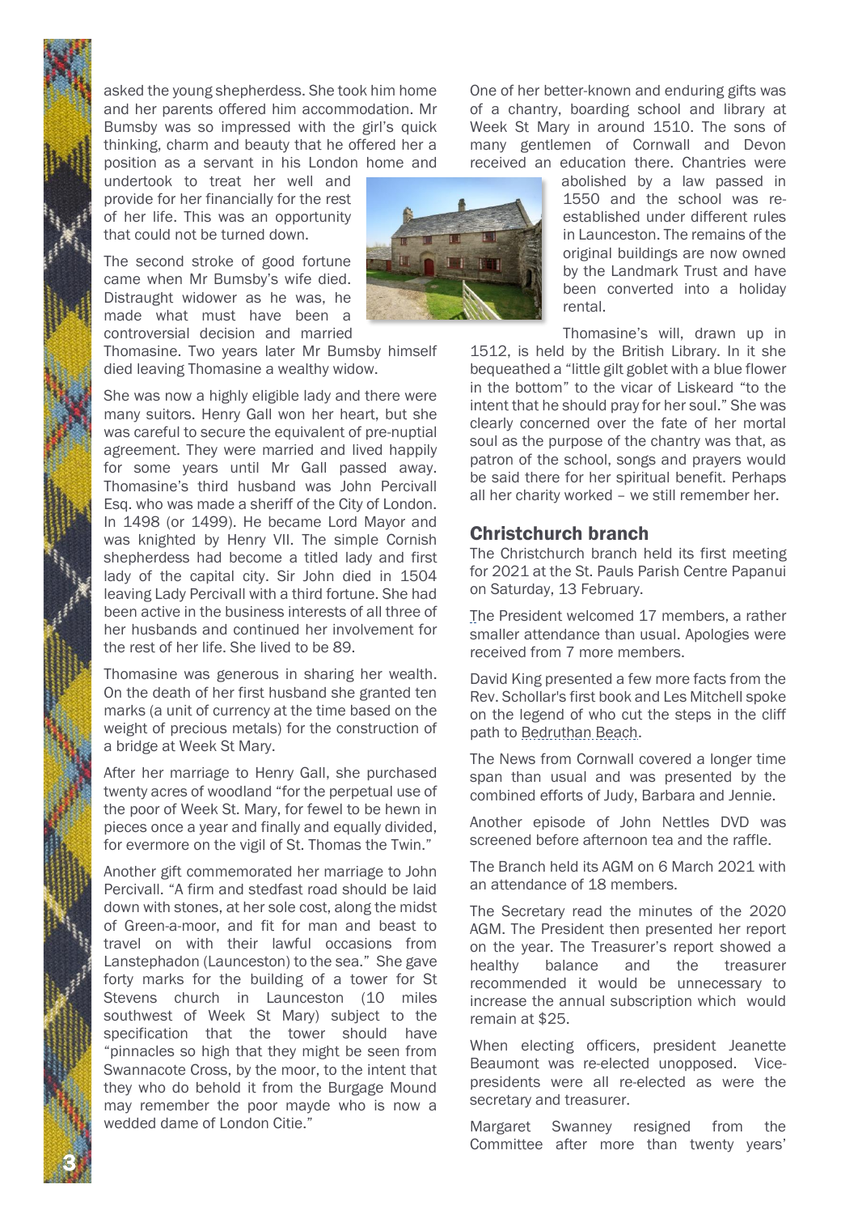asked the young shepherdess. She took him home and her parents offered him accommodation. Mr Bumsby was so impressed with the girl's quick thinking, charm and beauty that he offered her a position as a servant in his London home and undertook to treat her well and provide for her financially for the rest of her life. This was an opportunity that could not be turned down.

The second stroke of good fortune came when Mr Bumsby's wife died. Distraught widower as he was, he made what must have been a controversial decision and married Thomasine. Two years later Mr Bumsby himself died leaving Thomasine a wealthy widow.

She was now a highly eligible lady and there were many suitors. Henry Gall won her heart, but she was careful to secure the equivalent of pre-nuptial agreement. They were married and lived happily for some years until Mr Gall passed away. Thomasine's third husband was John Percivall Esq. who was made a sheriff of the City of London. In 1498 (or 1499). He became Lord Mayor and was knighted by Henry VII. The simple Cornish shepherdess had become a titled lady and first lady of the capital city. Sir John died in 1504 leaving Lady Percivall with a third fortune. She had been active in the business interests of all three of her husbands and continued her involvement for the rest of her life. She lived to be 89.

Thomasine was generous in sharing her wealth. On the death of her first husband she granted ten marks (a unit of currency at the time based on the weight of precious metals) for the construction of a bridge at Week St Mary.

After her marriage to Henry Gall, she purchased twenty acres of woodland "for the perpetual use of the poor of Week St. Mary, for fewel to be hewn in pieces once a year and finally and equally divided, for evermore on the vigil of St. Thomas the Twin."

Another gift commemorated her marriage to John Percivall. "A firm and stedfast road should be laid down with stones, at her sole cost, along the midst of Green-a-moor, and fit for man and beast to travel on with their lawful occasions from Lanstephadon (Launceston) to the sea." She gave forty marks for the building of a tower for St Stevens church in Launceston (10 miles southwest of Week St Mary) subject to the specification that the tower should have "pinnacles so high that they might be seen from Swannacote Cross, by the moor, to the intent that they who do behold it from the Burgage Mound may remember the poor mayde who is now a wedded dame of London Citie."

One of her better-known and enduring gifts was of a chantry, boarding school and library at Week St Mary in around 1510. The sons of many gentlemen of Cornwall and Devon received an education there. Chantries were abolished by a law passed in 1550 and the school was re-established under different rules in Launceston. The remains of the original buildings are now owned by the Landmark Trust and have been converted into a holiday rental.

Thomasine's will, drawn up in 1512, is held by the British Library. In it she bequeathed a "little gilt goblet with a blue flower in the bottom" to the vicar of Liskeard "to the intent that he should pray for her soul." She was clearly concerned over the fate of her mortal soul as the purpose of the chantry was that, as patron of the school, songs and prayers would be said there for her spiritual benefit. Perhaps all her charity worked – we still remember her.

## Christchurch branch

The Christchurch branch held its first meeting for 2021 at the St. Pauls Parish Centre Papanui on Saturday, 13 February.

The President welcomed 17 members, a rather smaller attendance than usual. Apologies were received from 7 more members.

David King presented a few more facts from the Rev. Schollar's first book and Les Mitchell spoke on the legend of who cut the steps in the cliff path to Bedruthan Beach.

The News from Cornwall covered a longer time span than usual and was presented by the combined efforts of Judy, Barbara and Jennie.

Another episode of John Nettles DVD was screened before afternoon tea and the raffle.

The Branch held its AGM on 6 March 2021 with an attendance of 18 members.

The Secretary read the minutes of the 2020 AGM. The President then presented her report on the year. The Treasurer's report showed a healthy balance and the treasurer recommended it would be unnecessary to increase the annual subscription which would remain at $25.

When electing officers, president Jeanette Beaumont was re-elected unopposed. Vice-presidents were all re-elected as were the secretary and treasurer.

Margaret Swanney resigned from the Committee after more than twenty years'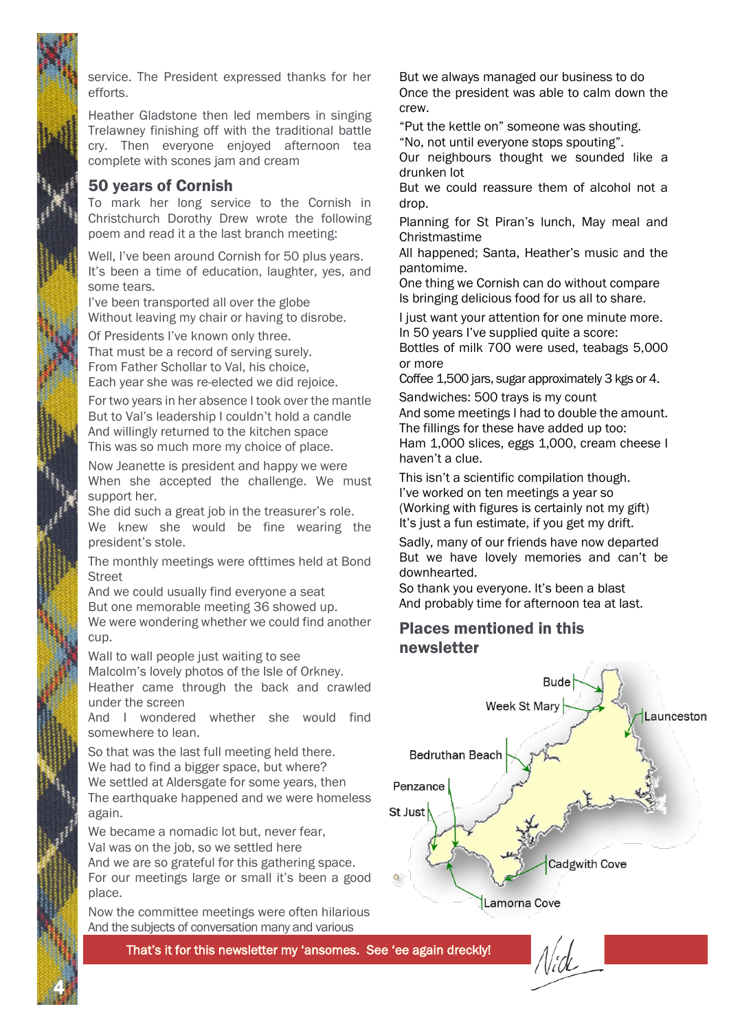service. The President expressed thanks for her efforts.

Heather Gladstone then led members in singing Trelawney finishing off with the traditional battle cry. Then everyone enjoyed afternoon tea complete with scones jam and cream

## 50 years of Cornish

To mark her long service to the Cornish in Christchurch Dorothy Drew wrote the following poem and read it a the last branch meeting:

Well, I've been around Cornish for 50 plus years.
It's been a time of education, laughter, yes, and some tears.
I've been transported all over the globe
Without leaving my chair or having to disrobe.

Of Presidents I've known only three.
That must be a record of serving surely.
From Father Schollar to Val, his choice,
Each year she was re-elected we did rejoice.

For two years in her absence I took over the mantle
But to Val's leadership I couldn't hold a candle
And willingly returned to the kitchen space
This was so much more my choice of place.

Now Jeanette is president and happy we were
When she accepted the challenge. We must support her.
She did such a great job in the treasurer's role.
We knew she would be fine wearing the president's stole.

The monthly meetings were ofttimes held at Bond Street
And we could usually find everyone a seat
But one memorable meeting 36 showed up.
We were wondering whether we could find another cup.

Wall to wall people just waiting to see
Malcolm's lovely photos of the Isle of Orkney.
Heather came through the back and crawled under the screen
And I wondered whether she would find somewhere to lean.

So that was the last full meeting held there.
We had to find a bigger space, but where?
We settled at Aldersgate for some years, then
The earthquake happened and we were homeless again.

We became a nomadic lot but, never fear,
Val was on the job, so we settled here
And we are so grateful for this gathering space.
For our meetings large or small it's been a good place.

Now the committee meetings were often hilarious
And the subjects of conversation many and various
But we always managed our business to do
Once the president was able to calm down the crew.

"Put the kettle on" someone was shouting.
"No, not until everyone stops spouting".
Our neighbours thought we sounded like a drunken lot
But we could reassure them of alcohol not a drop.

Planning for St Piran's lunch, May meal and Christmastime
All happened; Santa, Heather's music and the pantomime.
One thing we Cornish can do without compare
Is bringing delicious food for us all to share.

I just want your attention for one minute more.
In 50 years I've supplied quite a score:
Bottles of milk 700 were used, teabags 5,000 or more
Coffee 1,500 jars, sugar approximately 3 kgs or 4.

Sandwiches: 500 trays is my count
And some meetings I had to double the amount.
The fillings for these have added up too:
Ham 1,000 slices, eggs 1,000, cream cheese I haven't a clue.

This isn't a scientific compilation though.
I've worked on ten meetings a year so
(Working with figures is certainly not my gift)
It's just a fun estimate, if you get my drift.

Sadly, many of our friends have now departed
But we have lovely memories and can't be downhearted.
So thank you everyone. It's been a blast
And probably time for afternoon tea at last.

## Places mentioned in this newsletter

Bude
Week St Mary
Launceston
Bedruthan Beach
Penzance
St Just
Cadgwith Cove
Lamorna Cove

That's it for this newsletter my 'ansomes. See 'ee again dreckly!

Nick